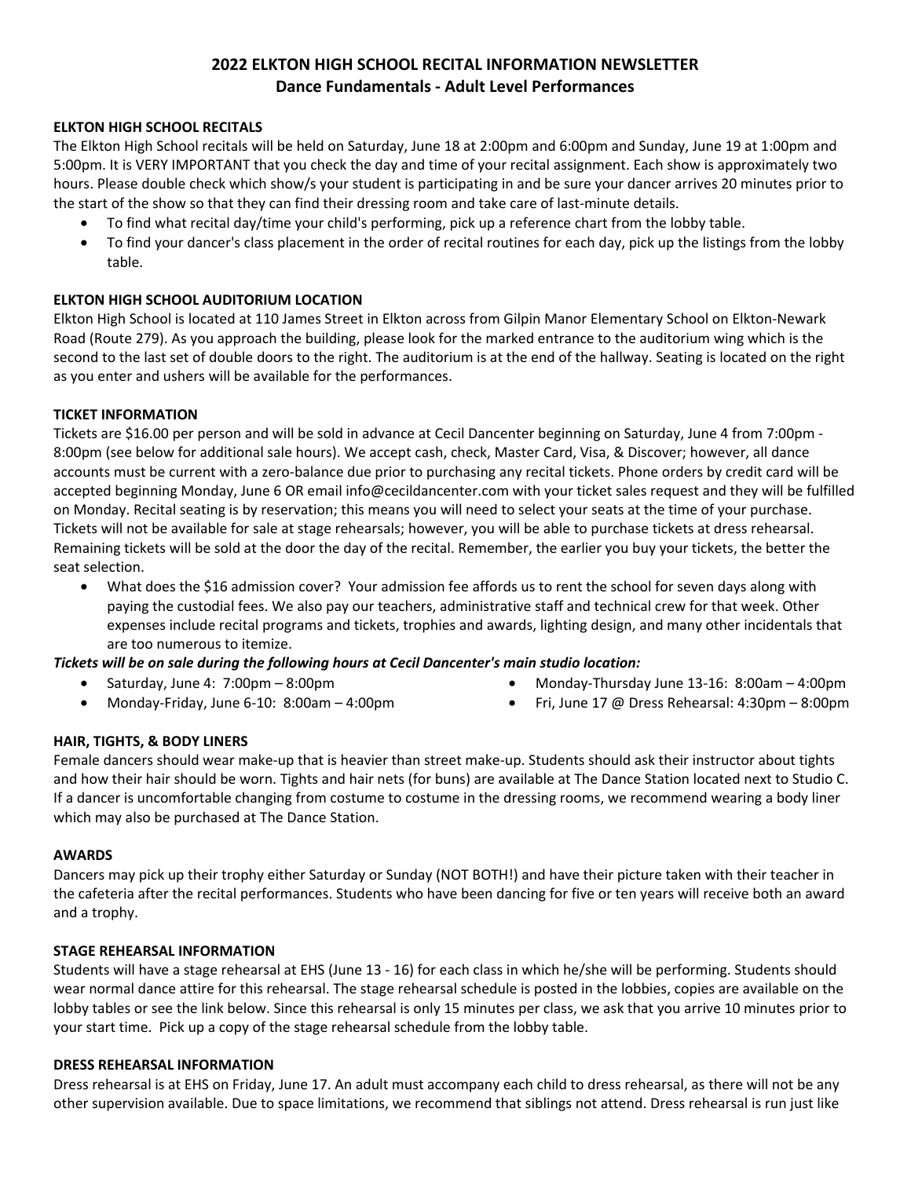# 2022 ELKTON HIGH SCHOOL RECITAL INFORMATION NEWSLETTER
## Dance Fundamentals - Adult Level Performances

**ELKTON HIGH SCHOOL RECITALS**

The Elkton High School recitals will be held on Saturday, June 18 at 2:00pm and 6:00pm and Sunday, June 19 at 1:00pm and 5:00pm. It is VERY IMPORTANT that you check the day and time of your recital assignment. Each show is approximately two hours. Please double check which show/s your student is participating in and be sure your dancer arrives 20 minutes prior to the start of the show so that they can find their dressing room and take care of last-minute details.

- To find what recital day/time your child's performing, pick up a reference chart from the lobby table.
- To find your dancer's class placement in the order of recital routines for each day, pick up the listings from the lobby table.

**ELKTON HIGH SCHOOL AUDITORIUM LOCATION**

Elkton High School is located at 110 James Street in Elkton across from Gilpin Manor Elementary School on Elkton-Newark Road (Route 279). As you approach the building, please look for the marked entrance to the auditorium wing which is the second to the last set of double doors to the right. The auditorium is at the end of the hallway. Seating is located on the right as you enter and ushers will be available for the performances.

**TICKET INFORMATION**

Tickets are $16.00 per person and will be sold in advance at Cecil Dancenter beginning on Saturday, June 4 from 7:00pm - 8:00pm (see below for additional sale hours). We accept cash, check, Master Card, Visa, & Discover; however, all dance accounts must be current with a zero-balance due prior to purchasing any recital tickets. Phone orders by credit card will be accepted beginning Monday, June 6 OR email info@cecildancenter.com with your ticket sales request and they will be fulfilled on Monday. Recital seating is by reservation; this means you will need to select your seats at the time of your purchase. Tickets will not be available for sale at stage rehearsals; however, you will be able to purchase tickets at dress rehearsal. Remaining tickets will be sold at the door the day of the recital. Remember, the earlier you buy your tickets, the better the seat selection.

- What does the $16 admission cover? Your admission fee affords us to rent the school for seven days along with paying the custodial fees. We also pay our teachers, administrative staff and technical crew for that week. Other expenses include recital programs and tickets, trophies and awards, lighting design, and many other incidentals that are too numerous to itemize.

***Tickets will be on sale during the following hours at Cecil Dancenter's main studio location:***

- Saturday, June 4: 7:00pm – 8:00pm
- Monday-Friday, June 6-10: 8:00am – 4:00pm
- Monday-Thursday June 13-16: 8:00am – 4:00pm
- Fri, June 17 @ Dress Rehearsal: 4:30pm – 8:00pm

**HAIR, TIGHTS, & BODY LINERS**

Female dancers should wear make-up that is heavier than street make-up. Students should ask their instructor about tights and how their hair should be worn. Tights and hair nets (for buns) are available at The Dance Station located next to Studio C. If a dancer is uncomfortable changing from costume to costume in the dressing rooms, we recommend wearing a body liner which may also be purchased at The Dance Station.

**AWARDS**

Dancers may pick up their trophy either Saturday or Sunday (NOT BOTH!) and have their picture taken with their teacher in the cafeteria after the recital performances. Students who have been dancing for five or ten years will receive both an award and a trophy.

**STAGE REHEARSAL INFORMATION**

Students will have a stage rehearsal at EHS (June 13 - 16) for each class in which he/she will be performing. Students should wear normal dance attire for this rehearsal. The stage rehearsal schedule is posted in the lobbies, copies are available on the lobby tables or see the link below. Since this rehearsal is only 15 minutes per class, we ask that you arrive 10 minutes prior to your start time. Pick up a copy of the stage rehearsal schedule from the lobby table.

**DRESS REHEARSAL INFORMATION**

Dress rehearsal is at EHS on Friday, June 17. An adult must accompany each child to dress rehearsal, as there will not be any other supervision available. Due to space limitations, we recommend that siblings not attend. Dress rehearsal is run just like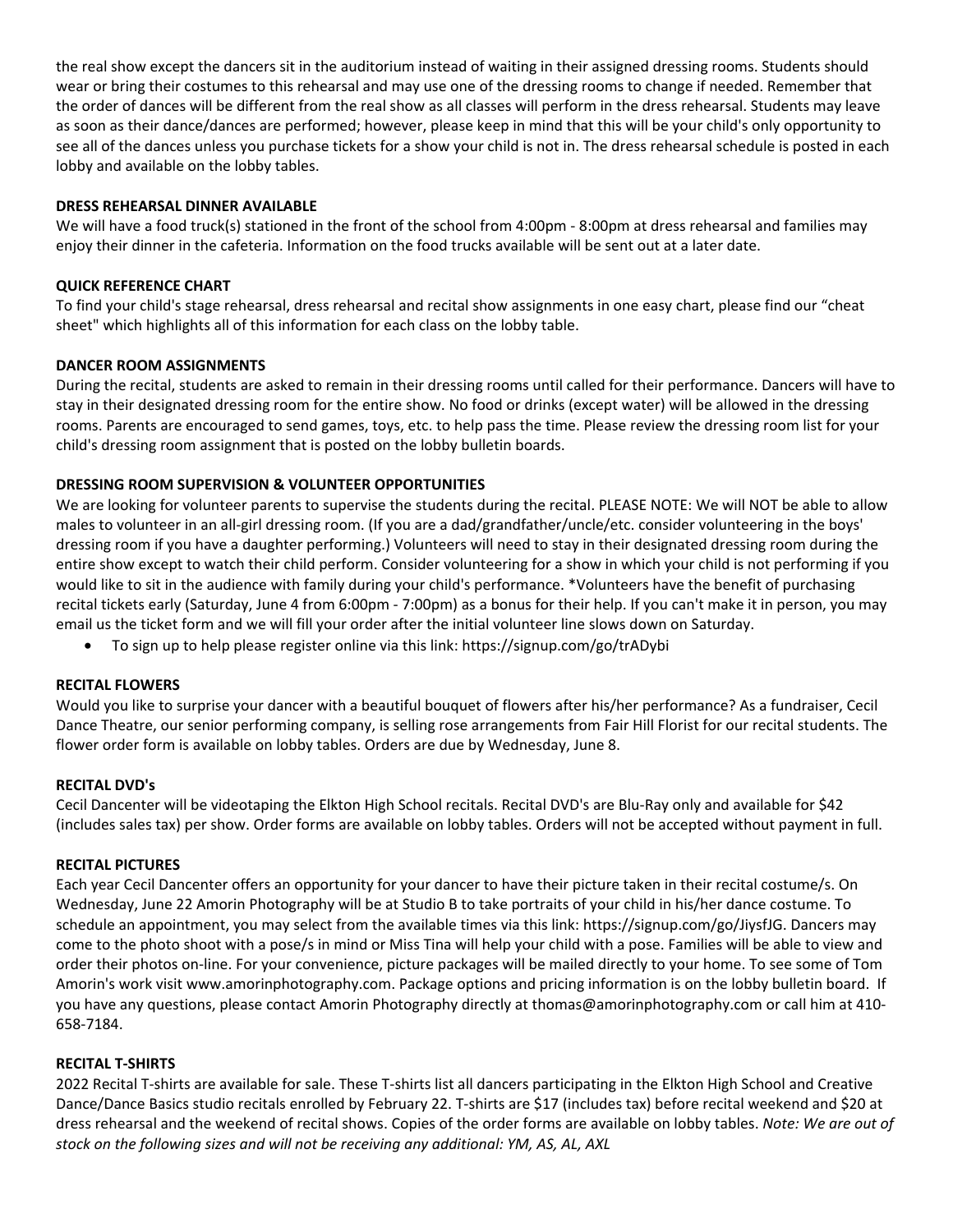the real show except the dancers sit in the auditorium instead of waiting in their assigned dressing rooms. Students should wear or bring their costumes to this rehearsal and may use one of the dressing rooms to change if needed. Remember that the order of dances will be different from the real show as all classes will perform in the dress rehearsal. Students may leave as soon as their dance/dances are performed; however, please keep in mind that this will be your child's only opportunity to see all of the dances unless you purchase tickets for a show your child is not in. The dress rehearsal schedule is posted in each lobby and available on the lobby tables.

**DRESS REHEARSAL DINNER AVAILABLE**

We will have a food truck(s) stationed in the front of the school from 4:00pm - 8:00pm at dress rehearsal and families may enjoy their dinner in the cafeteria. Information on the food trucks available will be sent out at a later date.

**QUICK REFERENCE CHART**

To find your child's stage rehearsal, dress rehearsal and recital show assignments in one easy chart, please find our "cheat sheet" which highlights all of this information for each class on the lobby table.

**DANCER ROOM ASSIGNMENTS**

During the recital, students are asked to remain in their dressing rooms until called for their performance. Dancers will have to stay in their designated dressing room for the entire show. No food or drinks (except water) will be allowed in the dressing rooms. Parents are encouraged to send games, toys, etc. to help pass the time. Please review the dressing room list for your child's dressing room assignment that is posted on the lobby bulletin boards.

**DRESSING ROOM SUPERVISION & VOLUNTEER OPPORTUNITIES**

We are looking for volunteer parents to supervise the students during the recital. PLEASE NOTE: We will NOT be able to allow males to volunteer in an all-girl dressing room. (If you are a dad/grandfather/uncle/etc. consider volunteering in the boys' dressing room if you have a daughter performing.) Volunteers will need to stay in their designated dressing room during the entire show except to watch their child perform. Consider volunteering for a show in which your child is not performing if you would like to sit in the audience with family during your child's performance. *Volunteers have the benefit of purchasing recital tickets early (Saturday, June 4 from 6:00pm - 7:00pm) as a bonus for their help. If you can't make it in person, you may email us the ticket form and we will fill your order after the initial volunteer line slows down on Saturday.

- To sign up to help please register online via this link: https://signup.com/go/trADybi

**RECITAL FLOWERS**

Would you like to surprise your dancer with a beautiful bouquet of flowers after his/her performance? As a fundraiser, Cecil Dance Theatre, our senior performing company, is selling rose arrangements from Fair Hill Florist for our recital students. The flower order form is available on lobby tables. Orders are due by Wednesday, June 8.

**RECITAL DVD's**

Cecil Dancenter will be videotaping the Elkton High School recitals. Recital DVD's are Blu-Ray only and available for $42 (includes sales tax) per show. Order forms are available on lobby tables. Orders will not be accepted without payment in full.

**RECITAL PICTURES**

Each year Cecil Dancenter offers an opportunity for your dancer to have their picture taken in their recital costume/s. On Wednesday, June 22 Amorin Photography will be at Studio B to take portraits of your child in his/her dance costume. To schedule an appointment, you may select from the available times via this link: https://signup.com/go/JiysfJG. Dancers may come to the photo shoot with a pose/s in mind or Miss Tina will help your child with a pose. Families will be able to view and order their photos on-line. For your convenience, picture packages will be mailed directly to your home. To see some of Tom Amorin's work visit www.amorinphotography.com. Package options and pricing information is on the lobby bulletin board. If you have any questions, please contact Amorin Photography directly at thomas@amorinphotography.com or call him at 410-658-7184.

**RECITAL T-SHIRTS**

2022 Recital T-shirts are available for sale. These T-shirts list all dancers participating in the Elkton High School and Creative Dance/Dance Basics studio recitals enrolled by February 22. T-shirts are $17 (includes tax) before recital weekend and $20 at dress rehearsal and the weekend of recital shows. Copies of the order forms are available on lobby tables. *Note: We are out of stock on the following sizes and will not be receiving any additional: YM, AS, AL, AXL*